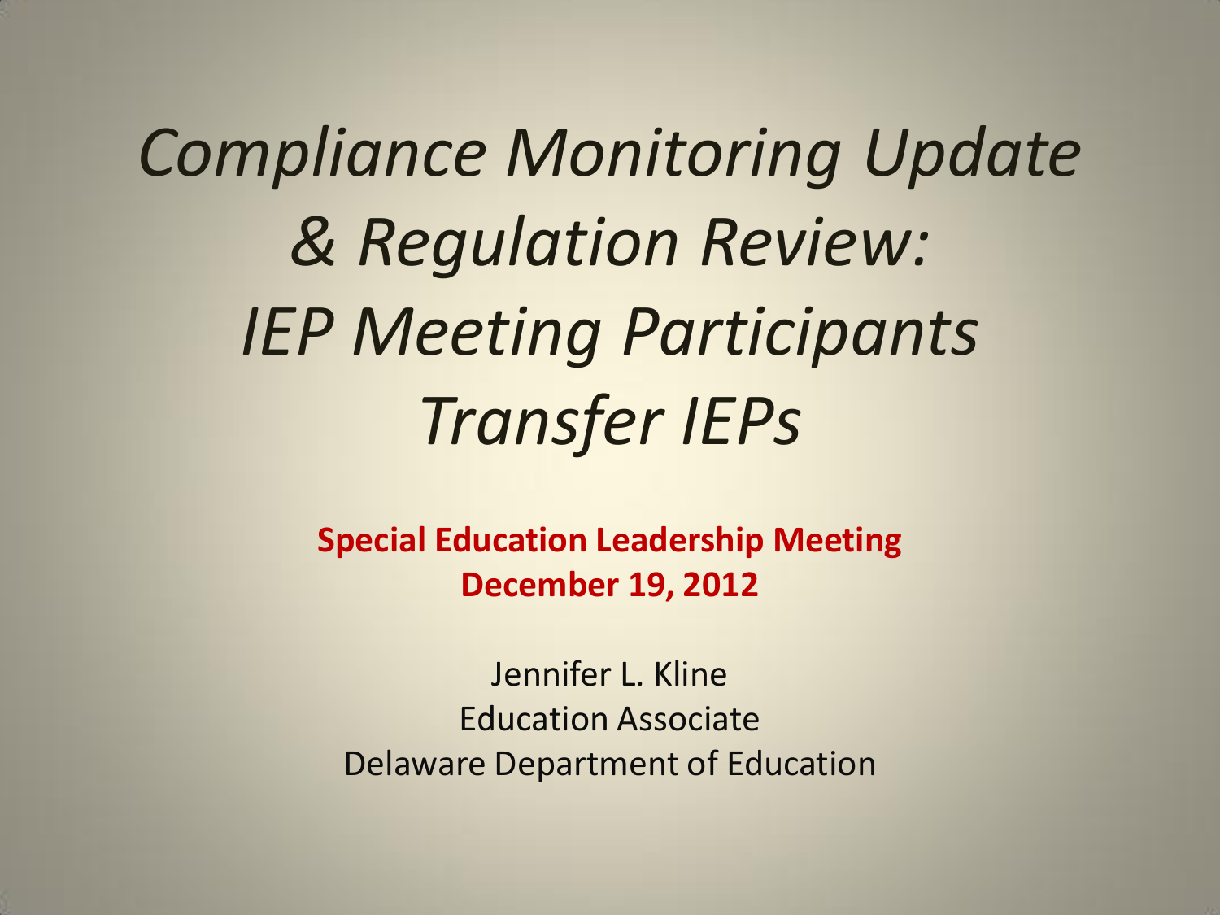# *Compliance Monitoring Update & Regulation Review: IEP Meeting Participants Transfer IEPs*

**Special Education Leadership Meeting**
**December 19, 2012**

Jennifer L. Kline
Education Associate
Delaware Department of Education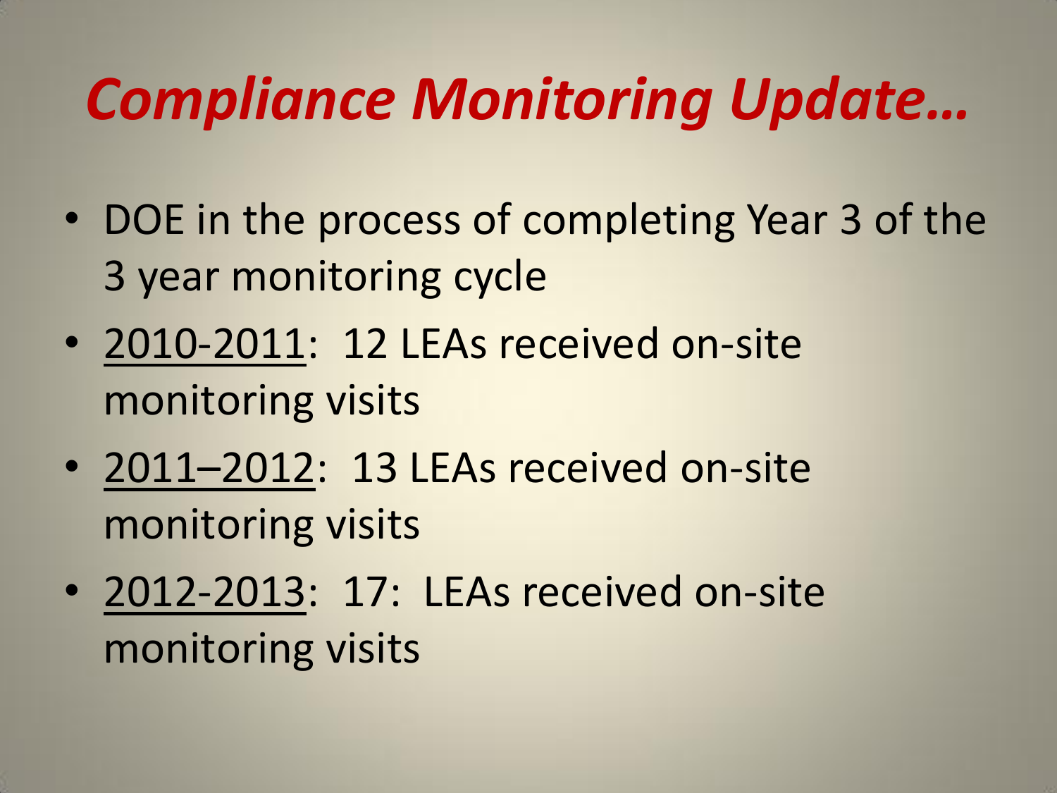# *Compliance Monitoring Update…*

- DOE in the process of completing Year 3 of the 3 year monitoring cycle
- <u>2010-2011</u>: 12 LEAs received on-site monitoring visits
- <u>2011–2012</u>: 13 LEAs received on-site monitoring visits
- <u>2012-2013</u>: 17: LEAs received on-site monitoring visits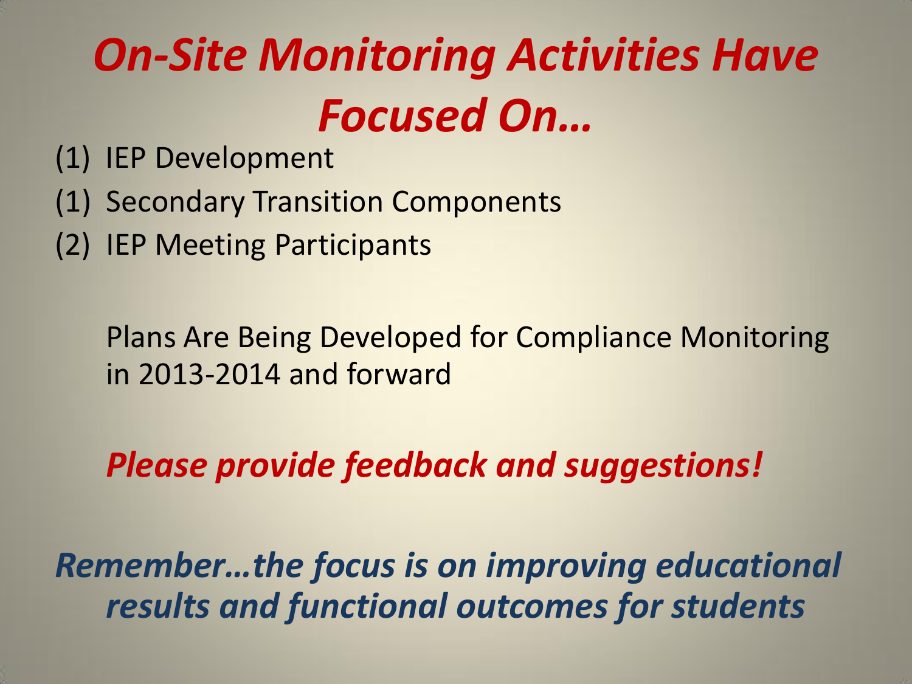# *On-Site Monitoring Activities Have Focused On…*

(1) IEP Development
(1) Secondary Transition Components
(2) IEP Meeting Participants

Plans Are Being Developed for Compliance Monitoring in 2013-2014 and forward

***Please provide feedback and suggestions!***

***Remember…the focus is on improving educational results and functional outcomes for students***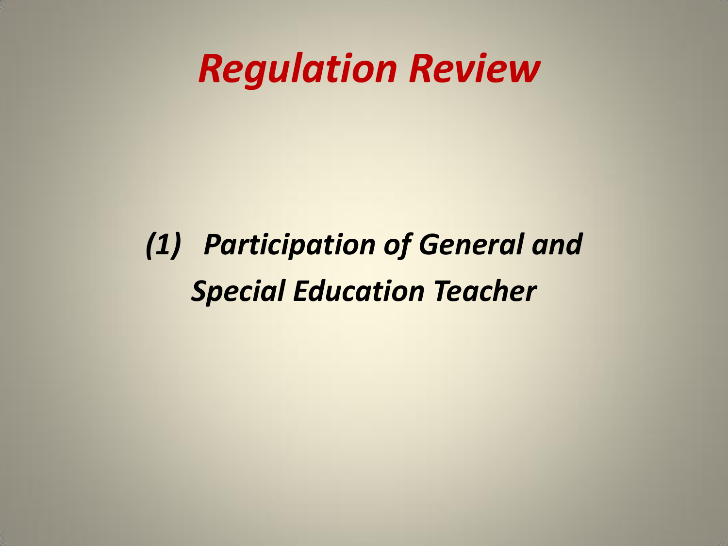# *Regulation Review*

### *(1) Participation of General and Special Education Teacher*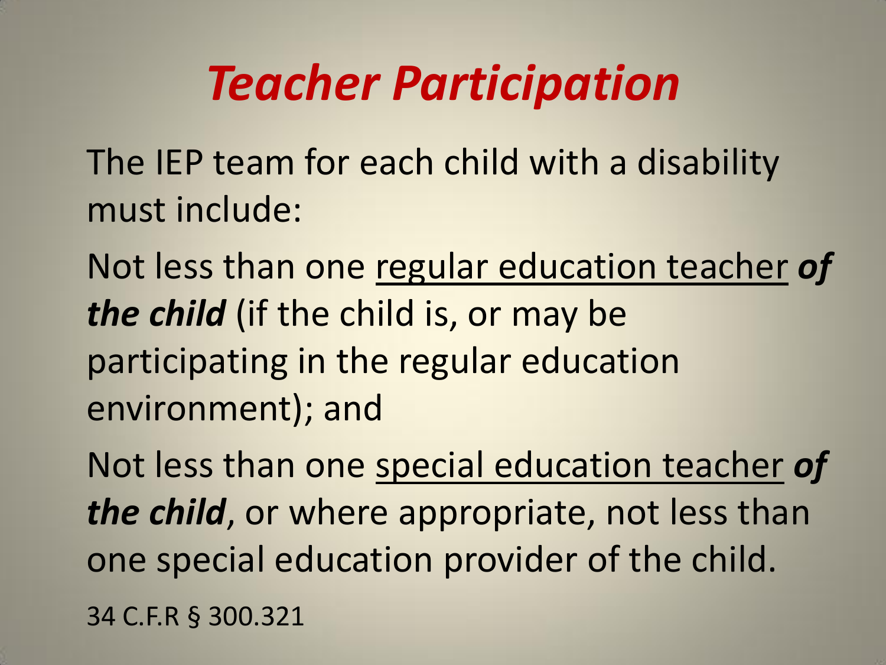# ***Teacher Participation***

The IEP team for each child with a disability must include:

Not less than one <u>regular education teacher</u> ***of the child*** (if the child is, or may be participating in the regular education environment); and

Not less than one <u>special education teacher</u> ***of the child***, or where appropriate, not less than one special education provider of the child.

34 C.F.R § 300.321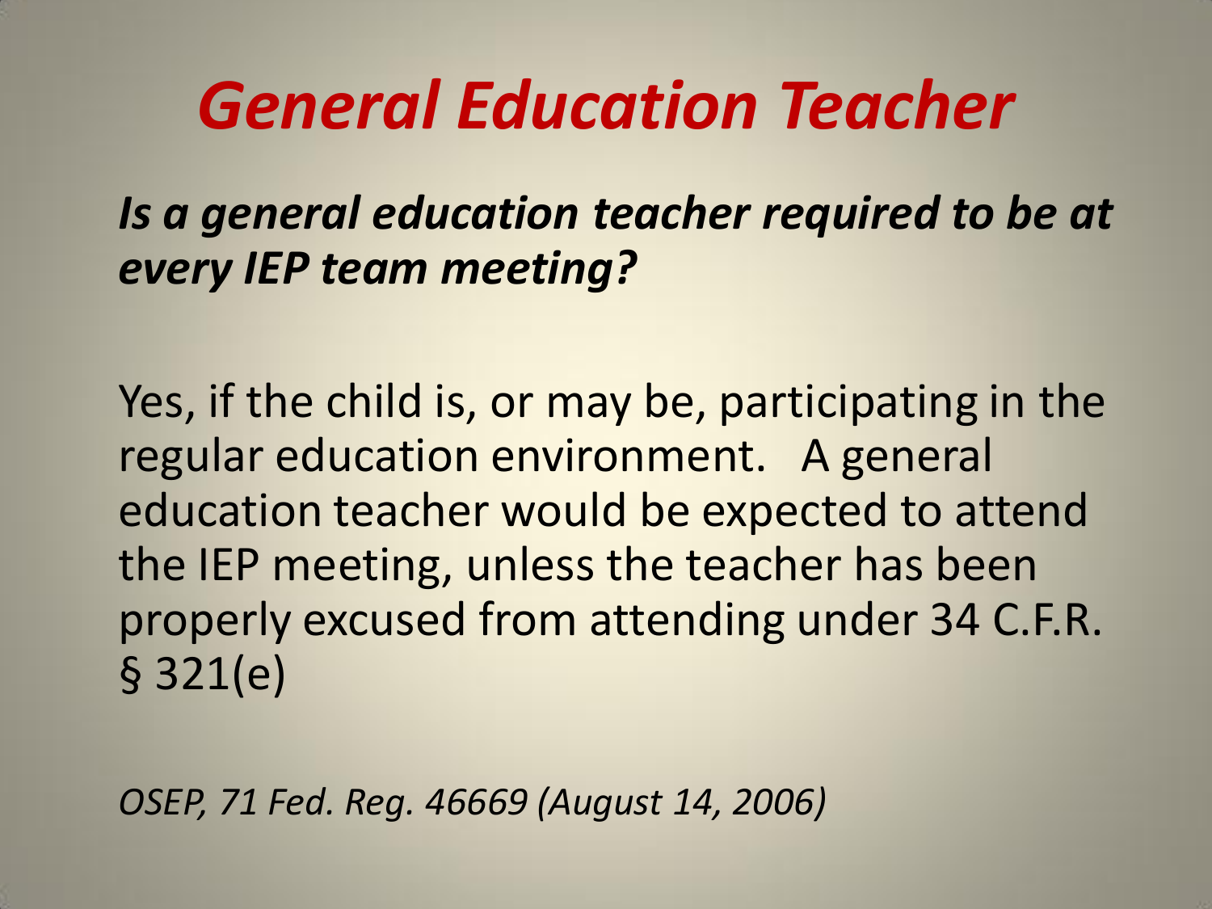# *General Education Teacher*

***Is a general education teacher required to be at every IEP team meeting?***

Yes, if the child is, or may be, participating in the regular education environment. A general education teacher would be expected to attend the IEP meeting, unless the teacher has been properly excused from attending under 34 C.F.R. § 321(e)

*OSEP, 71 Fed. Reg. 46669 (August 14, 2006)*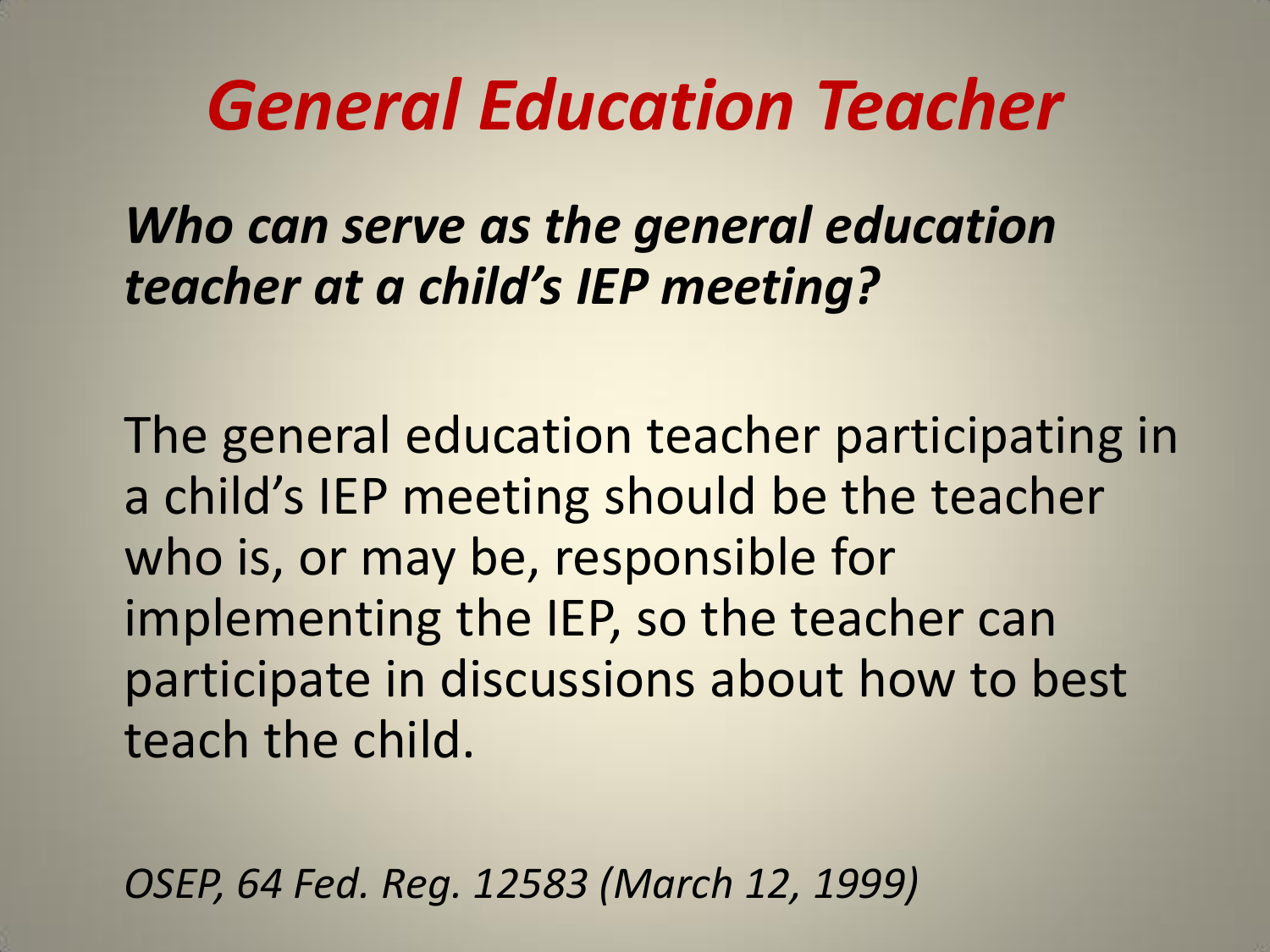# *General Education Teacher*

***Who can serve as the general education teacher at a child's IEP meeting?***

The general education teacher participating in a child's IEP meeting should be the teacher who is, or may be, responsible for implementing the IEP, so the teacher can participate in discussions about how to best teach the child.

*OSEP, 64 Fed. Reg. 12583 (March 12, 1999)*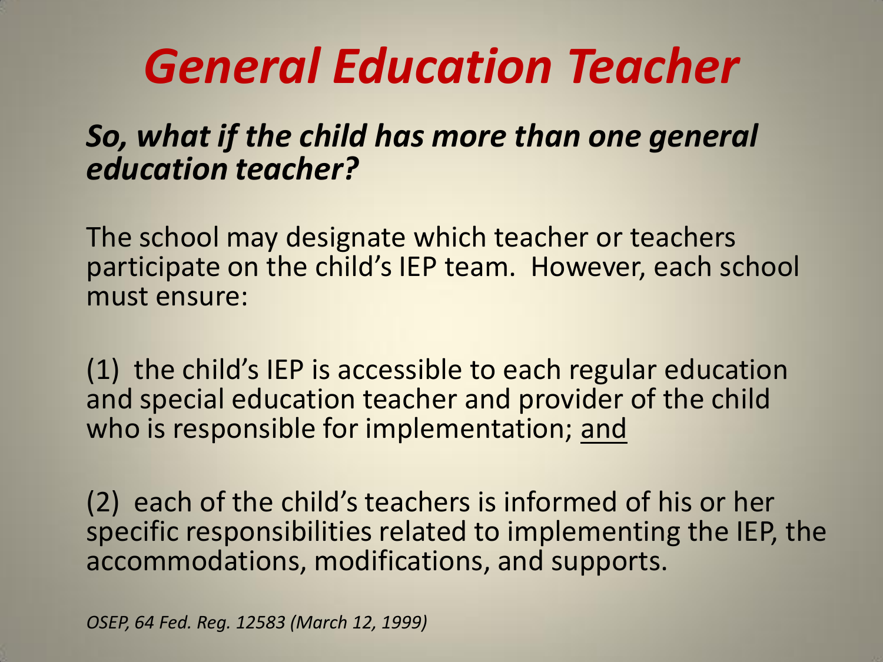# *General Education Teacher*

***So, what if the child has more than one general education teacher?***

The school may designate which teacher or teachers participate on the child's IEP team. However, each school must ensure:

(1) the child's IEP is accessible to each regular education and special education teacher and provider of the child who is responsible for implementation; <u>and</u>

(2) each of the child's teachers is informed of his or her specific responsibilities related to implementing the IEP, the accommodations, modifications, and supports.

*OSEP, 64 Fed. Reg. 12583 (March 12, 1999)*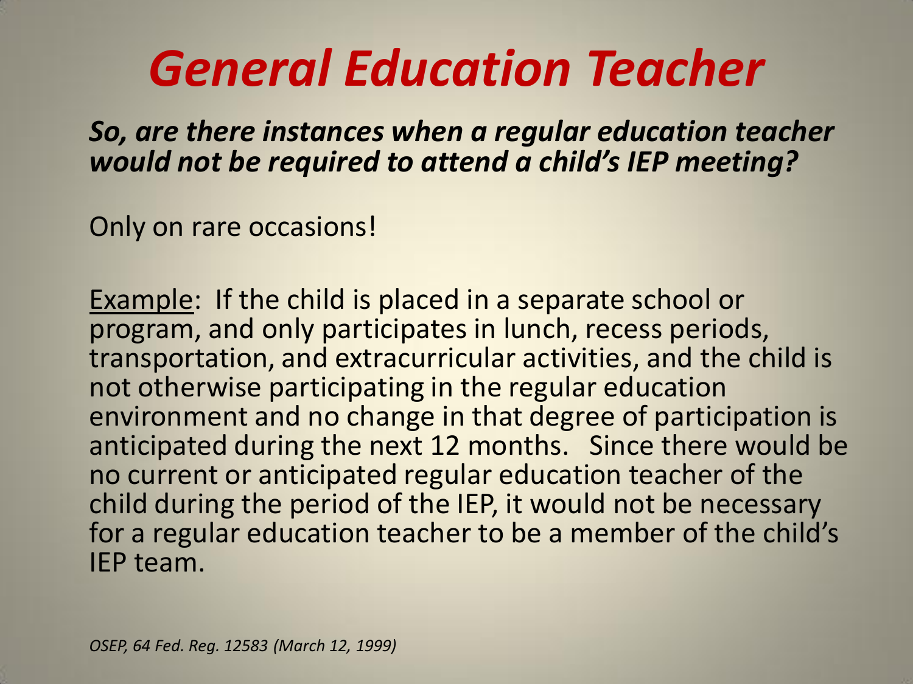# *General Education Teacher*

***So, are there instances when a regular education teacher would not be required to attend a child's IEP meeting?***

Only on rare occasions!

<u>Example</u>: If the child is placed in a separate school or program, and only participates in lunch, recess periods, transportation, and extracurricular activities, and the child is not otherwise participating in the regular education environment and no change in that degree of participation is anticipated during the next 12 months. Since there would be no current or anticipated regular education teacher of the child during the period of the IEP, it would not be necessary for a regular education teacher to be a member of the child's IEP team.

*OSEP, 64 Fed. Reg. 12583 (March 12, 1999)*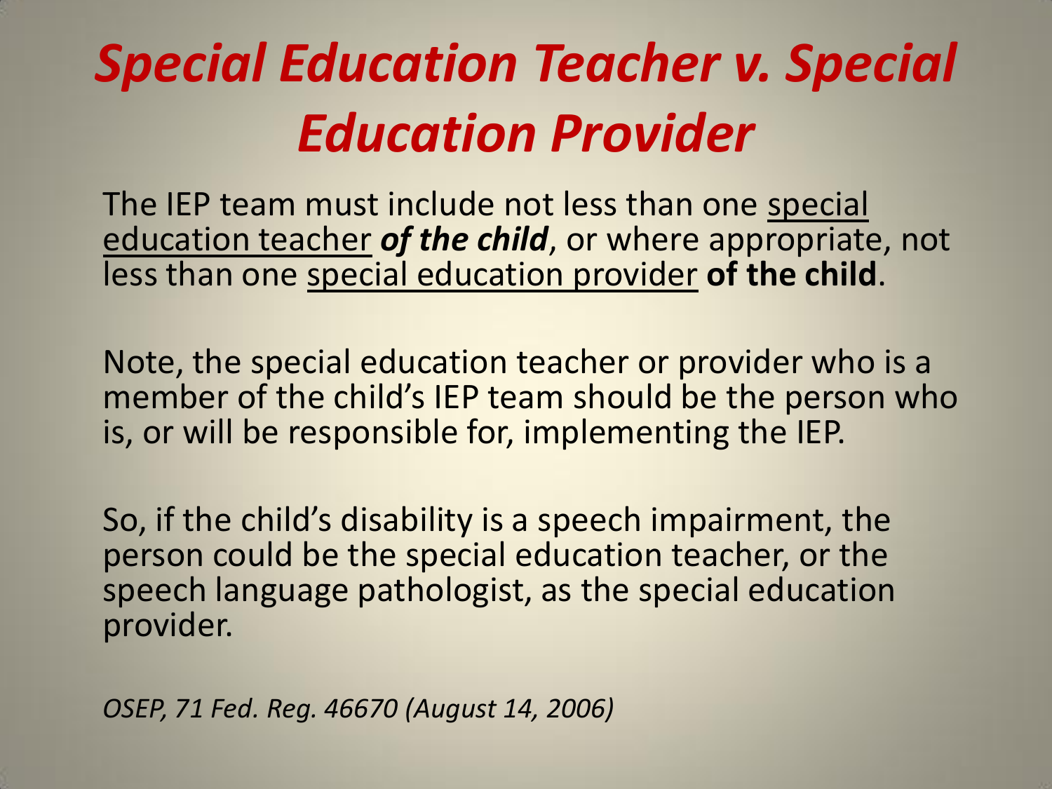# *Special Education Teacher v. Special Education Provider*

The IEP team must include not less than one special education teacher ***of the child***, or where appropriate, not less than one special education provider **of the child**.

Note, the special education teacher or provider who is a member of the child's IEP team should be the person who is, or will be responsible for, implementing the IEP.

So, if the child's disability is a speech impairment, the person could be the special education teacher, or the speech language pathologist, as the special education provider.

*OSEP, 71 Fed. Reg. 46670 (August 14, 2006)*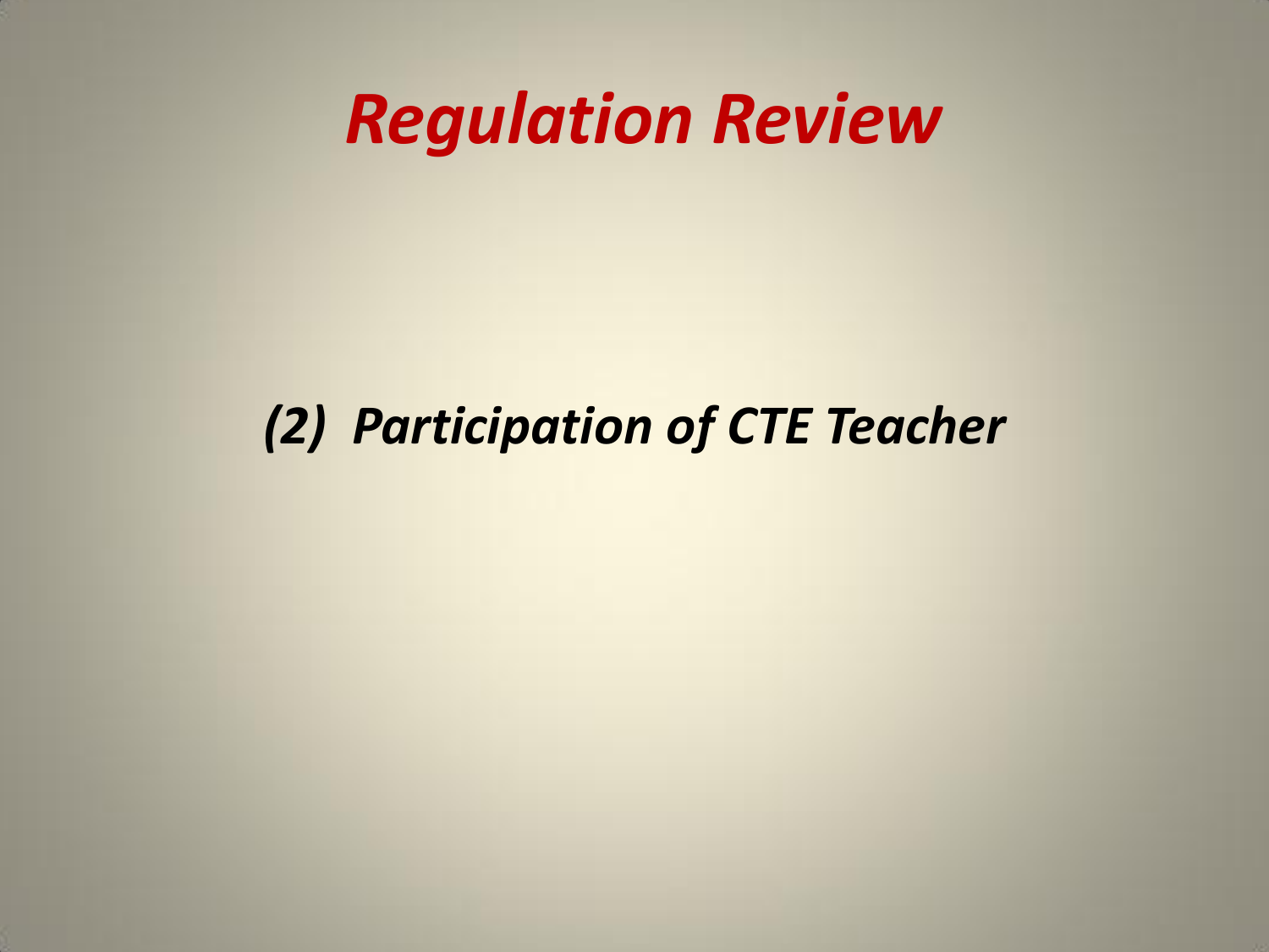# *Regulation Review*

***(2) Participation of CTE Teacher***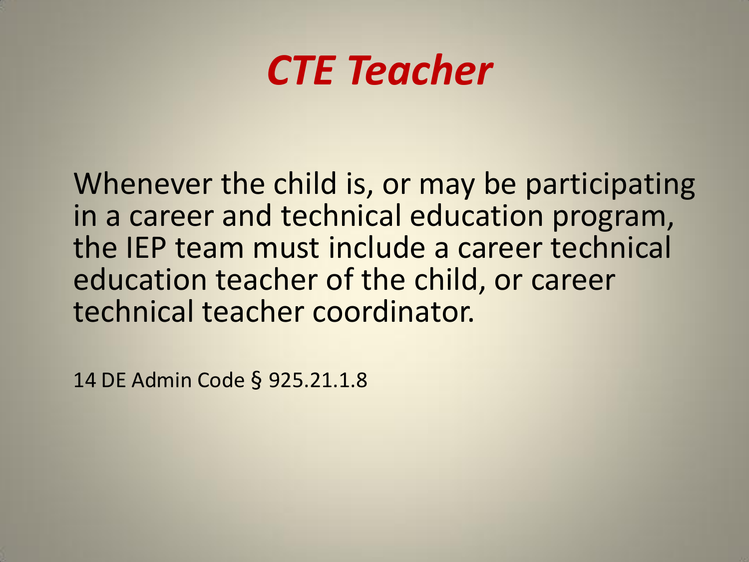# *CTE Teacher*

Whenever the child is, or may be participating in a career and technical education program, the IEP team must include a career technical education teacher of the child, or career technical teacher coordinator.

14 DE Admin Code § 925.21.1.8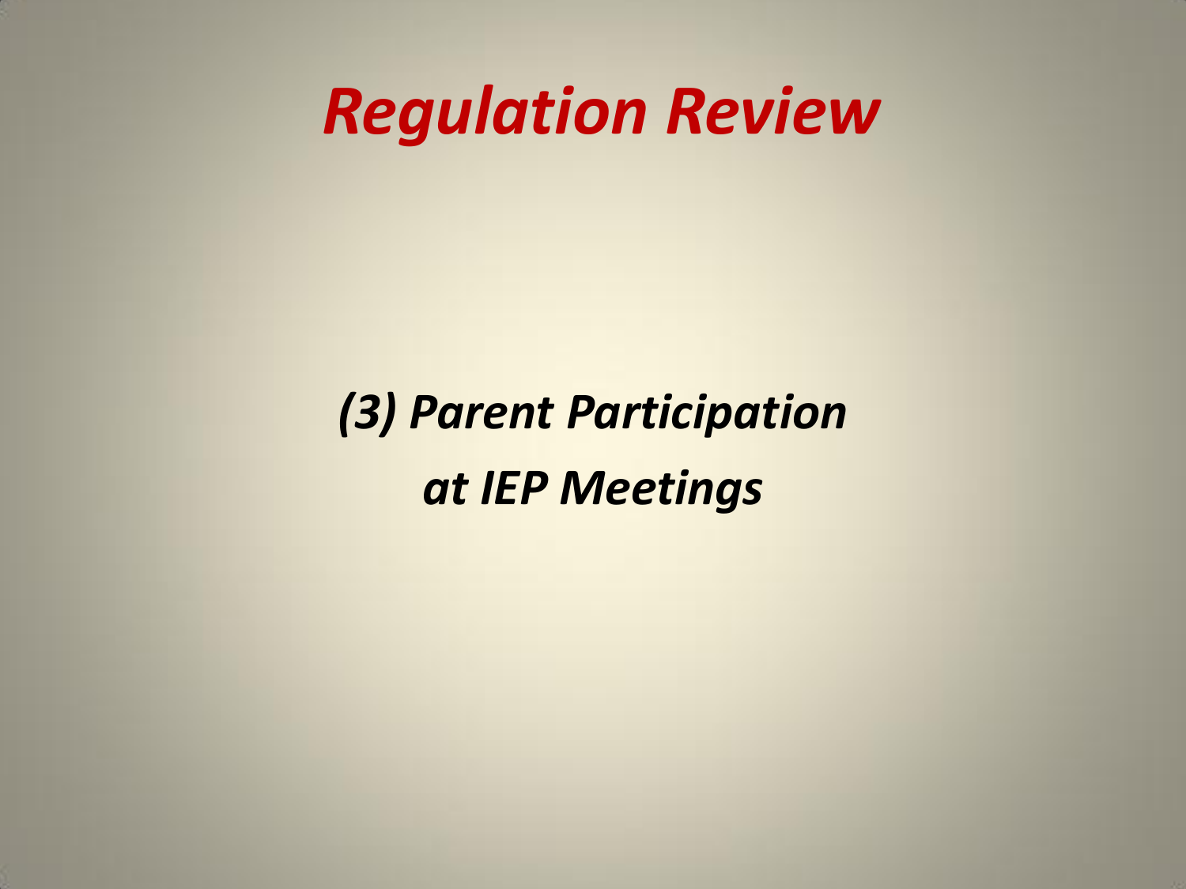# *Regulation Review*

***(3) Parent Participation at IEP Meetings***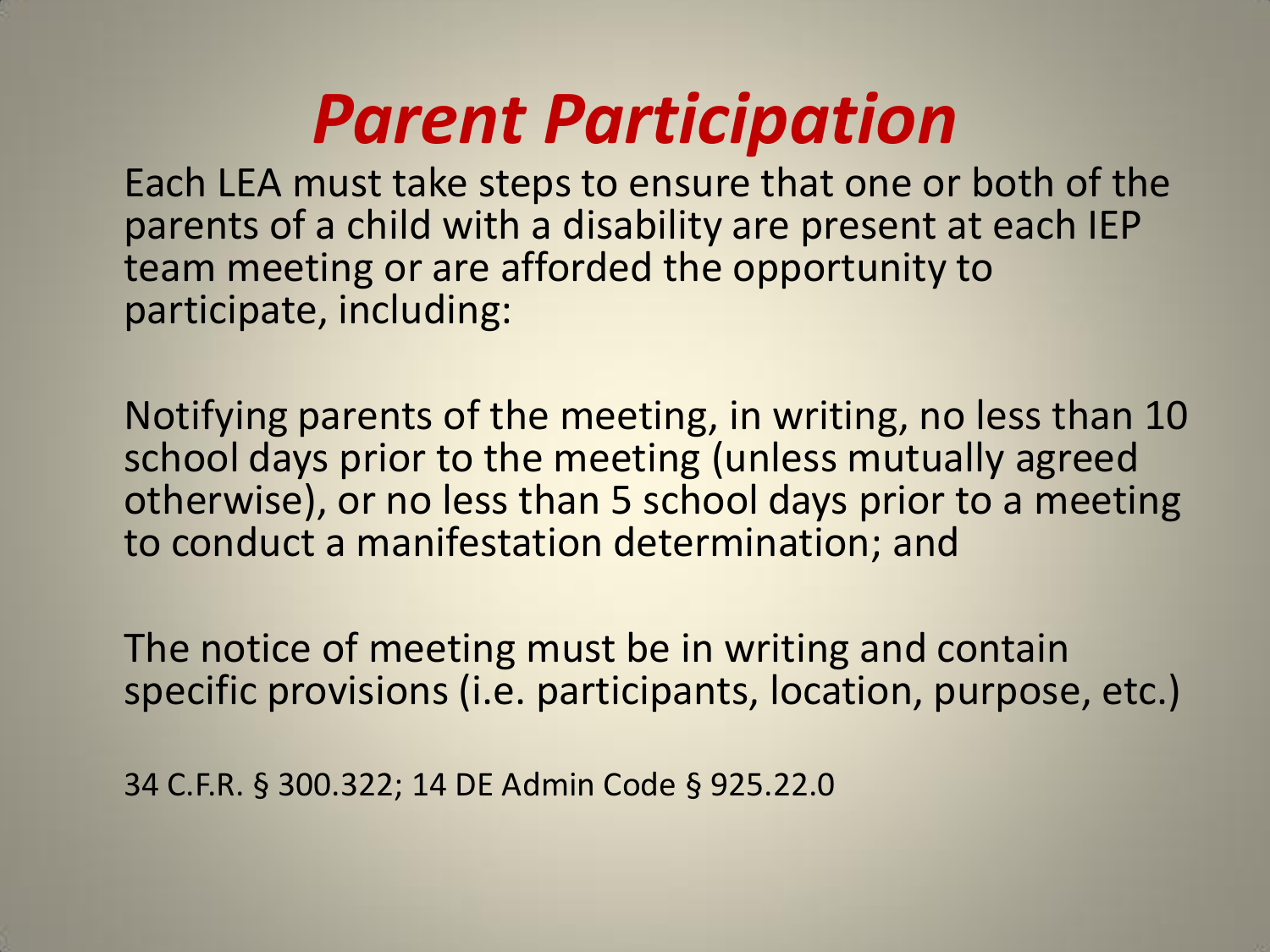# *Parent Participation*

Each LEA must take steps to ensure that one or both of the parents of a child with a disability are present at each IEP team meeting or are afforded the opportunity to participate, including:

Notifying parents of the meeting, in writing, no less than 10 school days prior to the meeting (unless mutually agreed otherwise), or no less than 5 school days prior to a meeting to conduct a manifestation determination; and

The notice of meeting must be in writing and contain specific provisions (i.e. participants, location, purpose, etc.)

34 C.F.R. § 300.322; 14 DE Admin Code § 925.22.0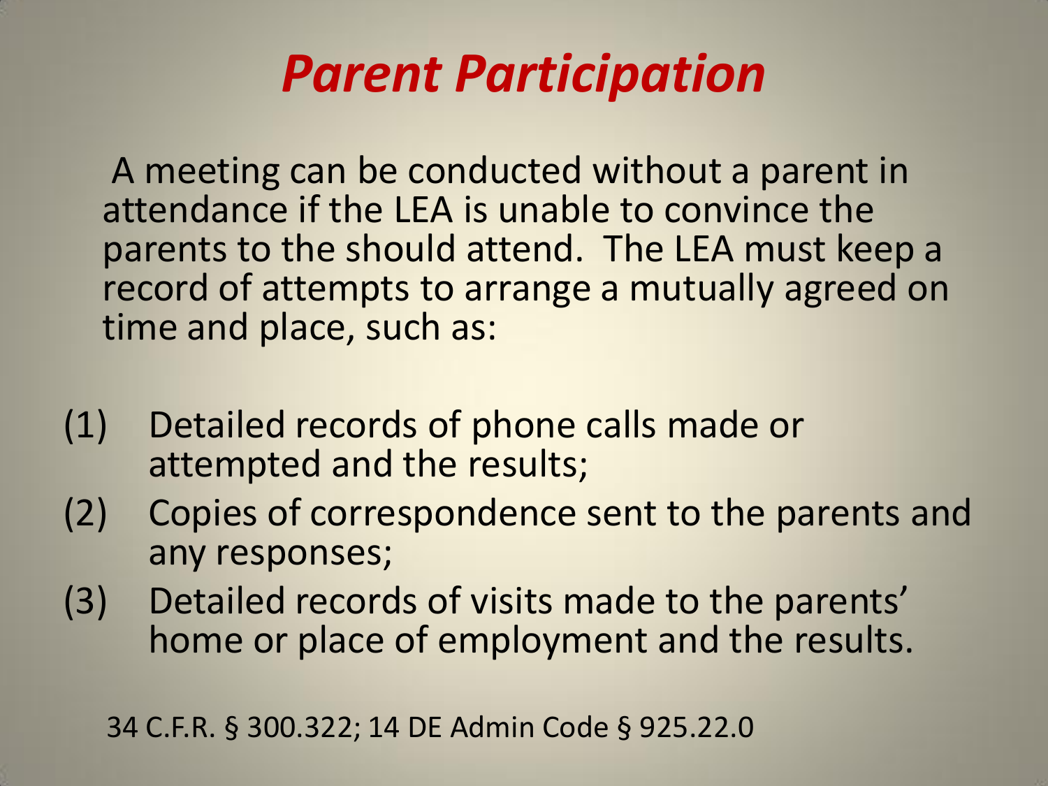# *Parent Participation*

A meeting can be conducted without a parent in attendance if the LEA is unable to convince the parents to the should attend. The LEA must keep a record of attempts to arrange a mutually agreed on time and place, such as:

(1) Detailed records of phone calls made or attempted and the results;
(2) Copies of correspondence sent to the parents and any responses;
(3) Detailed records of visits made to the parents' home or place of employment and the results.

34 C.F.R. § 300.322; 14 DE Admin Code § 925.22.0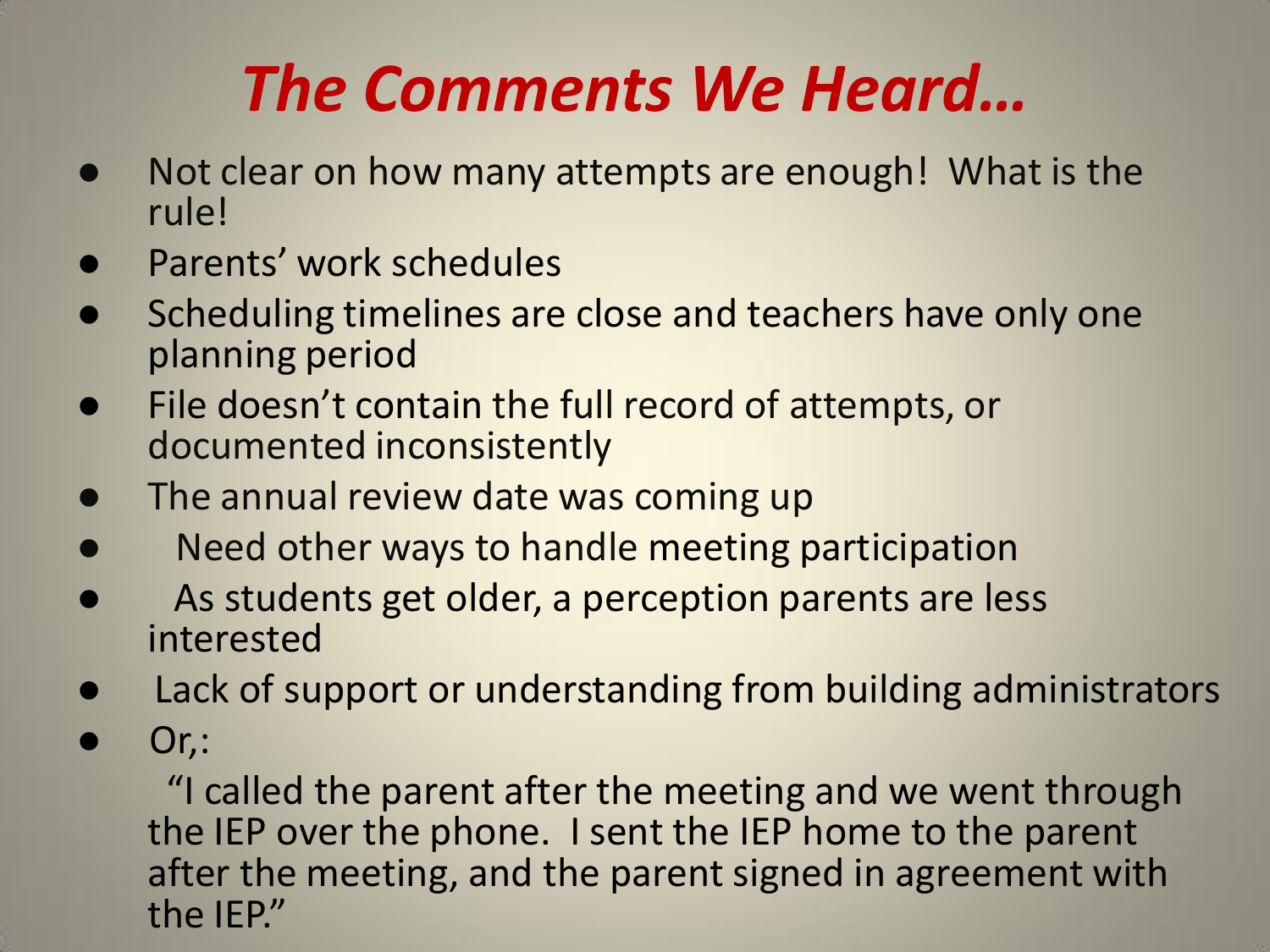# *The Comments We Heard…*

- Not clear on how many attempts are enough! What is the rule!
- Parents' work schedules
- Scheduling timelines are close and teachers have only one planning period
- File doesn't contain the full record of attempts, or documented inconsistently
- The annual review date was coming up
- Need other ways to handle meeting participation
- As students get older, a perception parents are less interested
- Lack of support or understanding from building administrators
- Or,:

  "I called the parent after the meeting and we went through the IEP over the phone. I sent the IEP home to the parent after the meeting, and the parent signed in agreement with the IEP."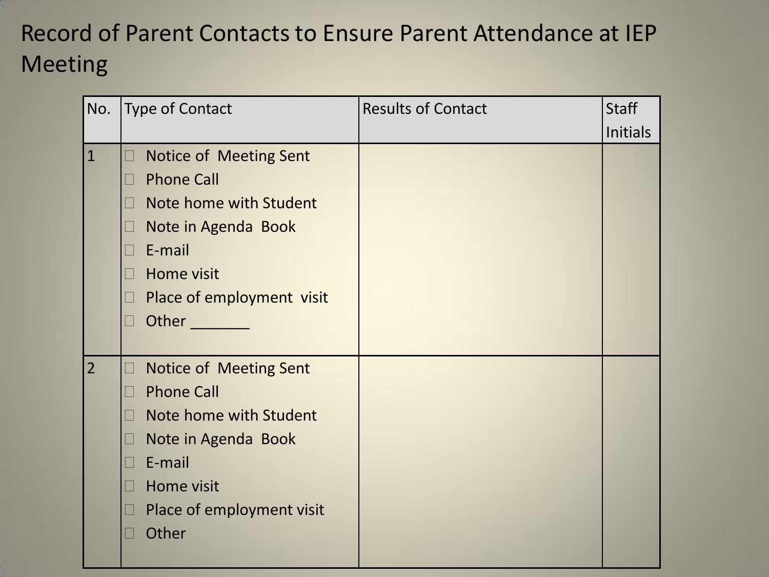# Record of Parent Contacts to Ensure Parent Attendance at IEP Meeting

| No. | Type of Contact | Results of Contact | Staff Initials |
|---|---|---|---|
| 1 | ☐ Notice of Meeting Sent<br>☐ Phone Call<br>☐ Note home with Student<br>☐ Note in Agenda Book<br>☐ E-mail<br>☐ Home visit<br>☐ Place of employment visit<br>☐ Other _______ | | |
| 2 | ☐ Notice of Meeting Sent<br>☐ Phone Call<br>☐ Note home with Student<br>☐ Note in Agenda Book<br>☐ E-mail<br>☐ Home visit<br>☐ Place of employment visit<br>☐ Other | | |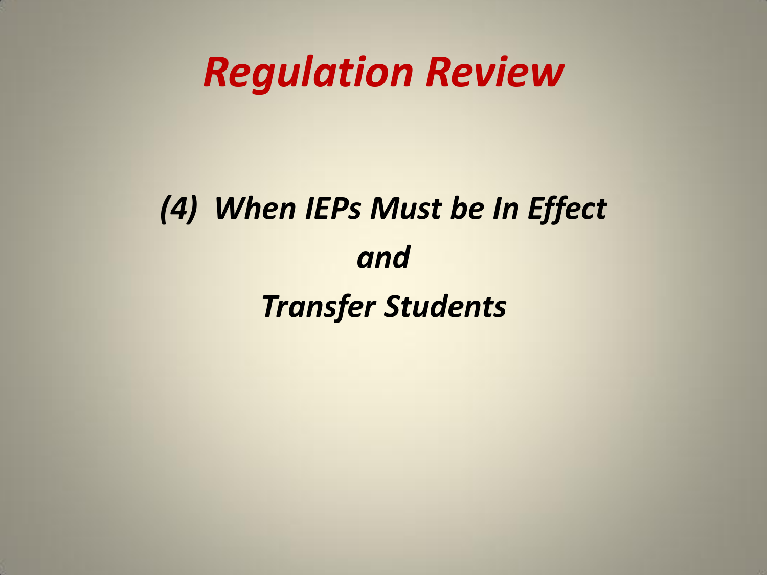# *Regulation Review*

## *(4) When IEPs Must be In Effect*

## *and*

## *Transfer Students*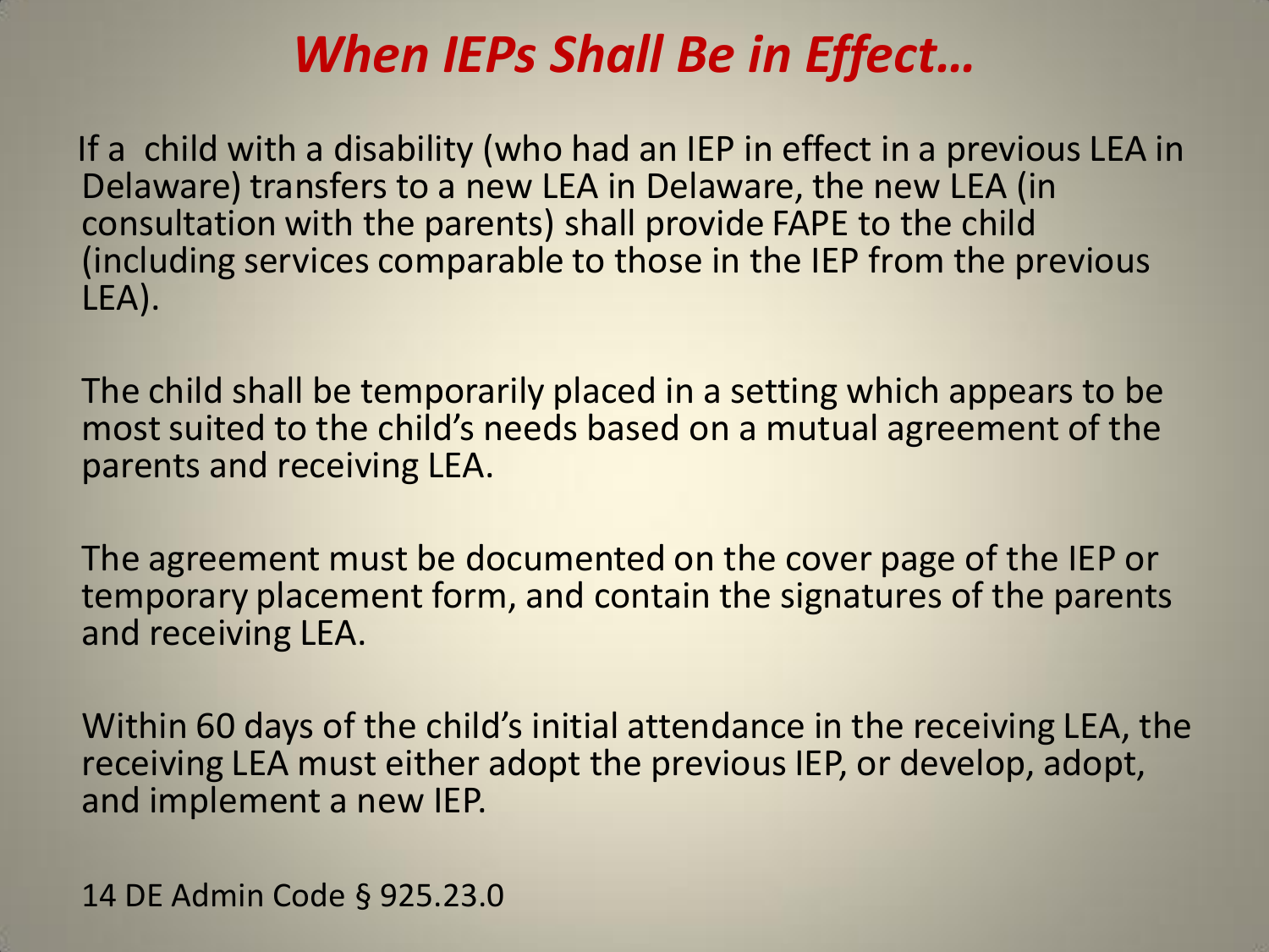# *When IEPs Shall Be in Effect…*

If a child with a disability (who had an IEP in effect in a previous LEA in Delaware) transfers to a new LEA in Delaware, the new LEA (in consultation with the parents) shall provide FAPE to the child (including services comparable to those in the IEP from the previous LEA).

The child shall be temporarily placed in a setting which appears to be most suited to the child's needs based on a mutual agreement of the parents and receiving LEA.

The agreement must be documented on the cover page of the IEP or temporary placement form, and contain the signatures of the parents and receiving LEA.

Within 60 days of the child's initial attendance in the receiving LEA, the receiving LEA must either adopt the previous IEP, or develop, adopt, and implement a new IEP.

14 DE Admin Code § 925.23.0